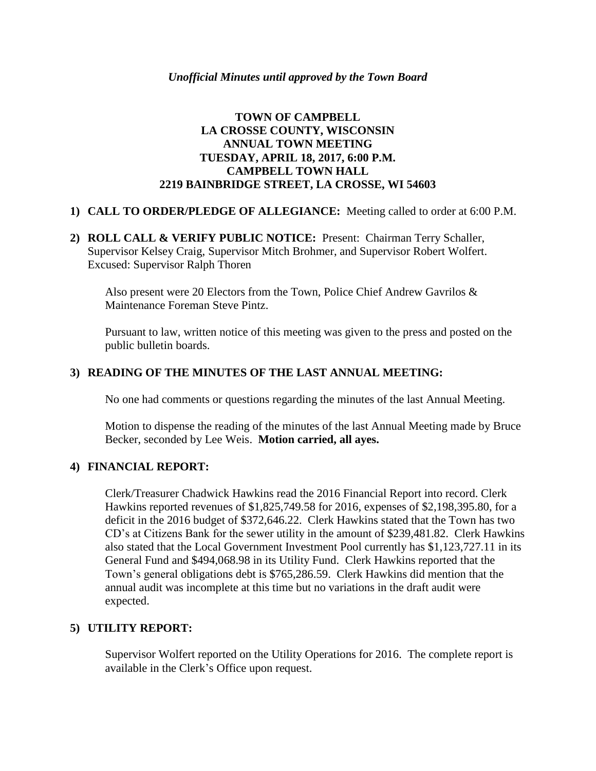*Unofficial Minutes until approved by the Town Board*

# TOWN OF CAMPBELL
## LA CROSSE COUNTY, WISCONSIN
## ANNUAL TOWN MEETING
## TUESDAY, APRIL 18, 2017, 6:00 P.M.
## CAMPBELL TOWN HALL
## 2219 BAINBRIDGE STREET, LA CROSSE, WI 54603

1) **CALL TO ORDER/PLEDGE OF ALLEGIANCE:** Meeting called to order at 6:00 P.M.

2) **ROLL CALL & VERIFY PUBLIC NOTICE:** Present: Chairman Terry Schaller, Supervisor Kelsey Craig, Supervisor Mitch Brohmer, and Supervisor Robert Wolfert. Excused: Supervisor Ralph Thoren

   Also present were 20 Electors from the Town, Police Chief Andrew Gavrilos & Maintenance Foreman Steve Pintz.

   Pursuant to law, written notice of this meeting was given to the press and posted on the public bulletin boards.

3) **READING OF THE MINUTES OF THE LAST ANNUAL MEETING:**

   No one had comments or questions regarding the minutes of the last Annual Meeting.

   Motion to dispense the reading of the minutes of the last Annual Meeting made by Bruce Becker, seconded by Lee Weis. **Motion carried, all ayes.**

4) **FINANCIAL REPORT:**

   Clerk/Treasurer Chadwick Hawkins read the 2016 Financial Report into record. Clerk Hawkins reported revenues of $1,825,749.58 for 2016, expenses of $2,198,395.80, for a deficit in the 2016 budget of $372,646.22. Clerk Hawkins stated that the Town has two CD's at Citizens Bank for the sewer utility in the amount of $239,481.82. Clerk Hawkins also stated that the Local Government Investment Pool currently has $1,123,727.11 in its General Fund and $494,068.98 in its Utility Fund. Clerk Hawkins reported that the Town's general obligations debt is $765,286.59. Clerk Hawkins did mention that the annual audit was incomplete at this time but no variations in the draft audit were expected.

5) **UTILITY REPORT:**

   Supervisor Wolfert reported on the Utility Operations for 2016. The complete report is available in the Clerk's Office upon request.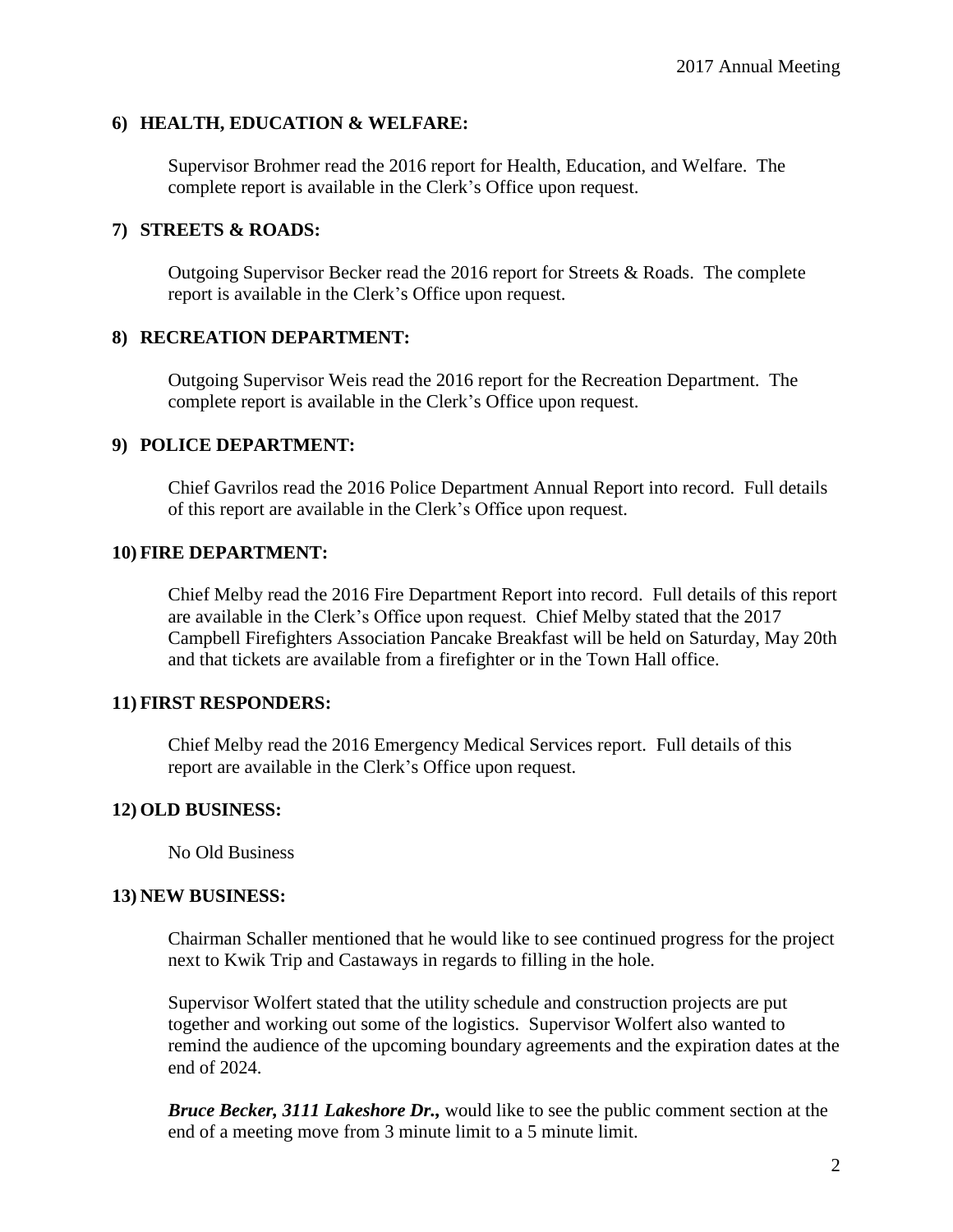**6) HEALTH, EDUCATION & WELFARE:**

Supervisor Brohmer read the 2016 report for Health, Education, and Welfare. The complete report is available in the Clerk's Office upon request.

**7) STREETS & ROADS:**

Outgoing Supervisor Becker read the 2016 report for Streets & Roads. The complete report is available in the Clerk's Office upon request.

**8) RECREATION DEPARTMENT:**

Outgoing Supervisor Weis read the 2016 report for the Recreation Department. The complete report is available in the Clerk's Office upon request.

**9) POLICE DEPARTMENT:**

Chief Gavrilos read the 2016 Police Department Annual Report into record. Full details of this report are available in the Clerk's Office upon request.

**10) FIRE DEPARTMENT:**

Chief Melby read the 2016 Fire Department Report into record. Full details of this report are available in the Clerk's Office upon request. Chief Melby stated that the 2017 Campbell Firefighters Association Pancake Breakfast will be held on Saturday, May 20th and that tickets are available from a firefighter or in the Town Hall office.

**11) FIRST RESPONDERS:**

Chief Melby read the 2016 Emergency Medical Services report. Full details of this report are available in the Clerk's Office upon request.

**12) OLD BUSINESS:**

No Old Business

**13) NEW BUSINESS:**

Chairman Schaller mentioned that he would like to see continued progress for the project next to Kwik Trip and Castaways in regards to filling in the hole.

Supervisor Wolfert stated that the utility schedule and construction projects are put together and working out some of the logistics. Supervisor Wolfert also wanted to remind the audience of the upcoming boundary agreements and the expiration dates at the end of 2024.

***Bruce Becker, 3111 Lakeshore Dr.,*** would like to see the public comment section at the end of a meeting move from 3 minute limit to a 5 minute limit.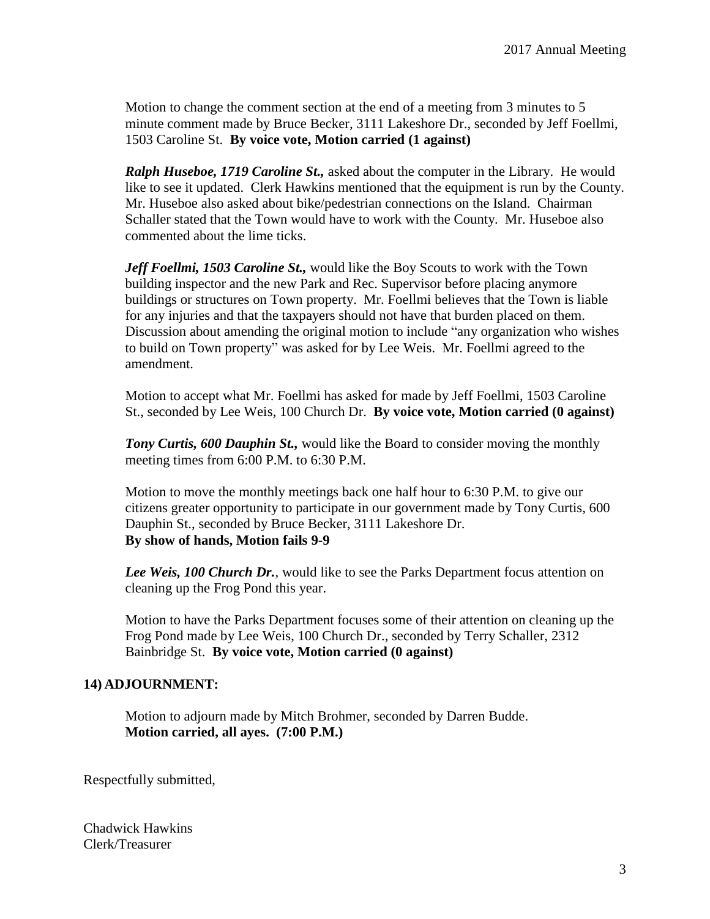Motion to change the comment section at the end of a meeting from 3 minutes to 5 minute comment made by Bruce Becker, 3111 Lakeshore Dr., seconded by Jeff Foellmi, 1503 Caroline St. **By voice vote, Motion carried (1 against)**

***Ralph Huseboe, 1719 Caroline St.,*** asked about the computer in the Library. He would like to see it updated. Clerk Hawkins mentioned that the equipment is run by the County. Mr. Huseboe also asked about bike/pedestrian connections on the Island. Chairman Schaller stated that the Town would have to work with the County. Mr. Huseboe also commented about the lime ticks.

***Jeff Foellmi, 1503 Caroline St.,*** would like the Boy Scouts to work with the Town building inspector and the new Park and Rec. Supervisor before placing anymore buildings or structures on Town property. Mr. Foellmi believes that the Town is liable for any injuries and that the taxpayers should not have that burden placed on them. Discussion about amending the original motion to include "any organization who wishes to build on Town property" was asked for by Lee Weis. Mr. Foellmi agreed to the amendment.

Motion to accept what Mr. Foellmi has asked for made by Jeff Foellmi, 1503 Caroline St., seconded by Lee Weis, 100 Church Dr. **By voice vote, Motion carried (0 against)**

***Tony Curtis, 600 Dauphin St.,*** would like the Board to consider moving the monthly meeting times from 6:00 P.M. to 6:30 P.M.

Motion to move the monthly meetings back one half hour to 6:30 P.M. to give our citizens greater opportunity to participate in our government made by Tony Curtis, 600 Dauphin St., seconded by Bruce Becker, 3111 Lakeshore Dr.
**By show of hands, Motion fails 9-9**

***Lee Weis, 100 Church Dr.***, would like to see the Parks Department focus attention on cleaning up the Frog Pond this year.

Motion to have the Parks Department focuses some of their attention on cleaning up the Frog Pond made by Lee Weis, 100 Church Dr., seconded by Terry Schaller, 2312 Bainbridge St. **By voice vote, Motion carried (0 against)**

**14) ADJOURNMENT:**

Motion to adjourn made by Mitch Brohmer, seconded by Darren Budde.
**Motion carried, all ayes. (7:00 P.M.)**

Respectfully submitted,

Chadwick Hawkins
Clerk/Treasurer